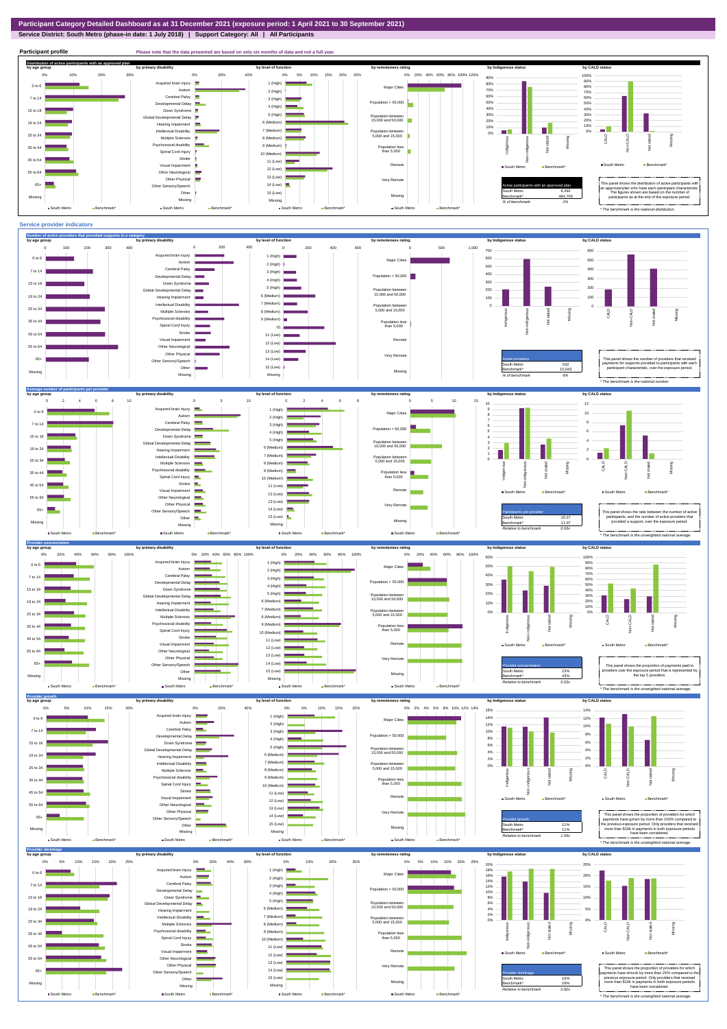# Participant Category Detailed Dashboard as at 31 December 2021 (exposure period: 1 April 2021 to 30 September 2021)

**Service District: South Metro (phase-in date: 1 July 2018) | Support Category: All | All Participants**

## Participant profile

Please note that the data presented are based on only six months of data and not a full year.

### Distribution of active participants with an approved plan

| Active participants with an approved plan | |
|---|---|
| South Metro | 6,492 |
| Benchmark* | 484,700 |
| % of benchmark | 1% |

This panel shows the distribution of active participants with an approved plan who have each participant characteristic. The figures shown are based on the number of participants as at the end of the exposure period.

\* The benchmark is the national distribution.

## Service provider indicators

### Number of active providers that provided supports in a category

| Active providers | |
|---|---|
| South Metro | 632 |
| Benchmark* | 10,043 |
| % of benchmark | 6% |

This panel shows the number of providers that received payments for supports provided to participants with each participant characteristic, over the exposure period.

\* The benchmark is the national number.

### Average number of participants per provider

| Participants per provider | |
|---|---|
| South Metro | 10.27 |
| Benchmark* | 11.07 |
| Relative to benchmark | 0.93x |

This panel shows the ratio between the number of active participants, and the number of active providers that provided a support, over the exposure period.

\* The benchmark is the unweighted national average.

### Provider concentration

| Provider concentration | |
|---|---|
| South Metro | 23% |
| Benchmark* | 43% |
| Relative to benchmark | 0.53x |

This panel shows the proportion of payments paid to providers over the exposure period that is represented by the top 5 providers.

\* The benchmark is the unweighted national average.

### Provider growth

| Provider growth | |
|---|---|
| South Metro | 11% |
| Benchmark* | 11% |
| Relative to benchmark | 1.04x |

This panel shows the proportion of providers for which payments have grown by more than 100% compared to the previous exposure period. Only providers that received more than $10k in payments in both exposure periods have been considered.

\* The benchmark is the unweighted national average.

### Provider shrinkage

| Provider shrinkage | |
|---|---|
| South Metro | 16% |
| Benchmark* | 19% |
| Relative to benchmark | 0.82x |

This panel shows the proportion of providers for which payments have shrunk by more than 25% compared to the previous exposure period. Only providers that received more than $10k in payments in both exposure periods have been considered.

\* The benchmark is the unweighted national average.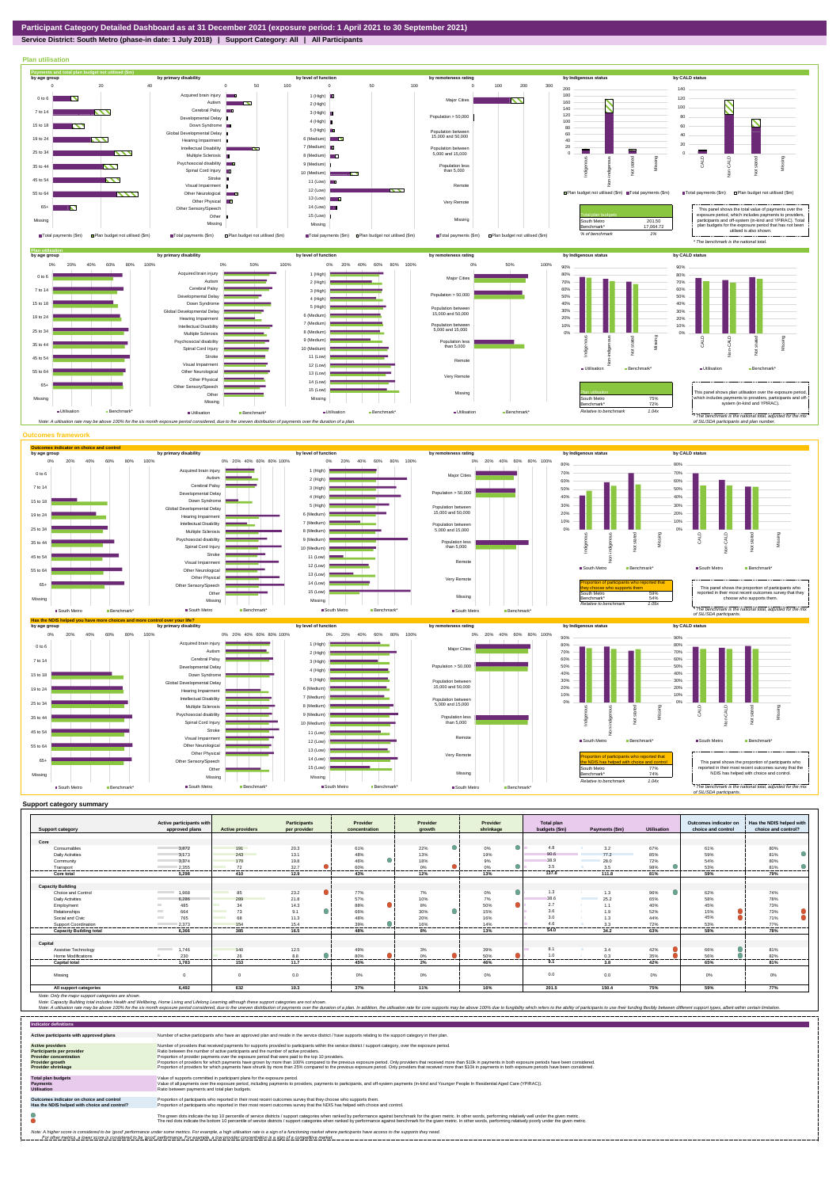**Participant Category Detailed Dashboard as at 31 December 2021 (exposure period: 1 April 2021 to 30 September 2021)**

**Service District: South Metro (phase-in date: 1 July 2018) | Support Category: All | All Participants**

## Plan utilisation

| Total plan budgets | | |
|---|---|---|
| South Metro | 201.50 | |
| Benchmark* | 17,064.72 | |
| % of benchmark | 1% | |

This panel shows the total value of payments over the exposure period, which includes payments to providers, participants and off-system (in-kind and YPIRAC). Total plan budgets for the exposure period that has not been utilised is also shown.

\* The benchmark is the national total.

| Plan utilisation | | |
|---|---|---|
| South Metro | 75% | |
| Benchmark* | 72% | |
| Relative to benchmark | 1.04x | |

This panel shows plan utilisation over the exposure period, which includes payments to providers, participants and off-system (in-kind and YPIRAC).

\* The benchmark is the national total, adjusted for the mix of SIL/SDA participants and plan number.

Note: A utilisation rate may be above 100% for the six month exposure period considered, due to the uneven distribution of payments over the duration of a plan.

## Outcomes framework

### Outcomes indicator on choice and control

| Proportion of participants who reported that they choose who supports them | |
|---|---|
| South Metro | 59% |
| Benchmark* | 54% |
| Relative to benchmark | 1.09x |

This panel shows the proportion of participants who reported in their most recent outcomes survey that they choose who supports them.

\* The benchmark is the national total, adjusted for the mix of SIL/SDA participants.

### Has the NDIS helped you have more choices and more control over your life?

| Proportion of participants who reported that the NDIS has helped with choice and control | |
|---|---|
| South Metro | 77% |
| Benchmark* | 74% |
| Relative to benchmark | 1.04x |

This panel shows the proportion of participants who reported in their most recent outcomes survey that the NDIS has helped with choice and control.

\* The benchmark is the national total, adjusted for the mix of SIL/SDA participants.

## Support category summary

| Support category | Active participants with approved plans | Active providers | Participants per provider | Provider concentration | Provider growth | Provider shrinkage | Total plan budgets ($m) | Payments ($m) | Utilisation | Outcomes indicator on choice and control | Has the NDIS helped with choice and control? |
|---|---|---|---|---|---|---|---|---|---|---|---|
| **Core** | | | | | | | | | | | |
| Consumables | 3,872 | 191 | 20.3 | 61% | 22% | 0% | 4.8 | 3.2 | 67% | 61% | 80% |
| Daily Activities | 3,173 | 243 | 13.1 | 48% | 13% | 19% | 90.6 | 77.2 | 85% | 59% | 81% |
| Community | 3,374 | 170 | 19.8 | 46% | 18% | 9% | 38.9 | 28.0 | 72% | 54% | 80% |
| Transport | 2,355 | 72 | 32.7 | 60% | 0% | 0% | 3.5 | 3.5 | 98% | 53% | 81% |
| **Core total** | **5,298** | **410** | **12.9** | **43%** | **12%** | **13%** | **137.8** | **111.8** | **81%** | **59%** | **79%** |
| **Capacity Building** | | | | | | | | | | | |
| Choice and Control | 1,968 | 85 | 23.2 | 77% | 7% | 0% | 1.3 | 1.3 | 96% | 62% | 74% |
| Daily Activities | 6,286 | 289 | 21.8 | 57% | 10% | 7% | 38.6 | 25.2 | 65% | 58% | 78% |
| Employment | 485 | 34 | 14.3 | 88% | 8% | 50% | 2.7 | 1.1 | 40% | 45% | 73% |
| Relationships | 664 | 73 | 9.1 | 66% | 30% | 15% | 3.6 | 1.9 | 52% | 15% | 73% |
| Social and Civic | 765 | 68 | 11.3 | 48% | 20% | 16% | 3.0 | 1.3 | 44% | 45% | 71% |
| Support Coordination | 2,373 | 154 | 15.4 | 39% | 16% | 14% | 4.4 | 3.2 | 72% | 53% | 77% |
| **Capacity Building total** | **6,366** | **385** | **16.5** | **46%** | **8%** | **13%** | **54.0** | **34.2** | **63%** | **58%** | **78%** |
| **Capital** | | | | | | | | | | | |
| Assistive Technology | 1,746 | 140 | 12.5 | 49% | 3% | 39% | 8.1 | 3.4 | 42% | 66% | 81% |
| Home Modifications | 230 | 26 | 8.8 | 80% | 0% | 50% | 1.0 | 0.3 | 35% | 56% | 82% |
| **Capital total** | **1,783** | **153** | **11.7** | **45%** | **2%** | **40%** | **9.1** | **3.8** | **42%** | **65%** | **81%** |
| Missing | 0 | 0 | 0.0 | 0% | 0% | 0% | 0.0 | 0.0 | 0% | 0% | 0% |
| **All support categories** | **6,492** | **632** | **10.3** | **37%** | **11%** | **16%** | **201.5** | **150.4** | **75%** | **59%** | **77%** |

Note: Only the major support categories are shown.

Note: Capacity Building total includes Health and Wellbeing, Home Living and Lifelong Learning although these support categories are not shown.

Note: A utilisation rate may be above 100% for the six month exposure period considered, due to the uneven distribution of payments over the duration of a plan. In addition, the utilisation rate for core supports may be above 100% due to fungibility which refers to the ability of participants to use their funding flexibly between different support types, albeit within certain limitations.

## Indicator definitions

| Indicator | Definition |
|---|---|
| Active participants with approved plans | Number of active participants who have an approved plan and reside in the service district / have supports relating to the support category in their plan. |
| Active providers | Number of providers that received payments for supports provided to participants within the service district / support category, over the exposure period. |
| Participants per provider | Ratio between the number of active participants and the number of active providers. |
| Provider concentration | Proportion of provider payments over the exposure period that were paid to the top 10 providers. |
| Provider growth | Proportion of providers for which payments have grown by more than 100% compared to the previous exposure period. Only providers that received more than $10k in payments in both exposure periods have been considered. |
| Provider shrinkage | Proportion of providers for which payments have shrunk by more than 25% compared to the previous exposure period. Only providers that received more than $10k in payments in both exposure periods have been considered. |
| Total plan budgets | Value of supports committed in participant plans for the exposure period. |
| Payments | Value of all payments over the exposure period, including payments to providers, payments to participants, and off-system payments (in-kind and Younger People In Residential Aged Care (YPIRAC)). |
| Utilisation | Ratio between payments and total plan budgets. |
| Outcomes indicator on choice and control | Proportion of participants who reported in their most recent outcomes survey that they choose who supports them. |
| Has the NDIS helped with choice and control? | Proportion of participants who reported in their most recent outcomes survey that the NDIS has helped with choice and control. |

The green dots indicate the top 10 percentile of service districts / support categories when ranked by performance against benchmark for the given metric. In other words, performing relatively well under the given metric.

The red dots indicate the bottom 10 percentile of service districts / support categories when ranked by performance against benchmark for the given metric. In other words, performing relatively poorly under the given metric.

Note: A higher score is considered to be 'good' performance under some metrics. For example, a high utilisation rate is a sign of a functioning market where participants have access to the supports they need.

For other metrics, a lower score is considered to be 'good' performance. For example, a low provider concentration is a sign of a competitive market.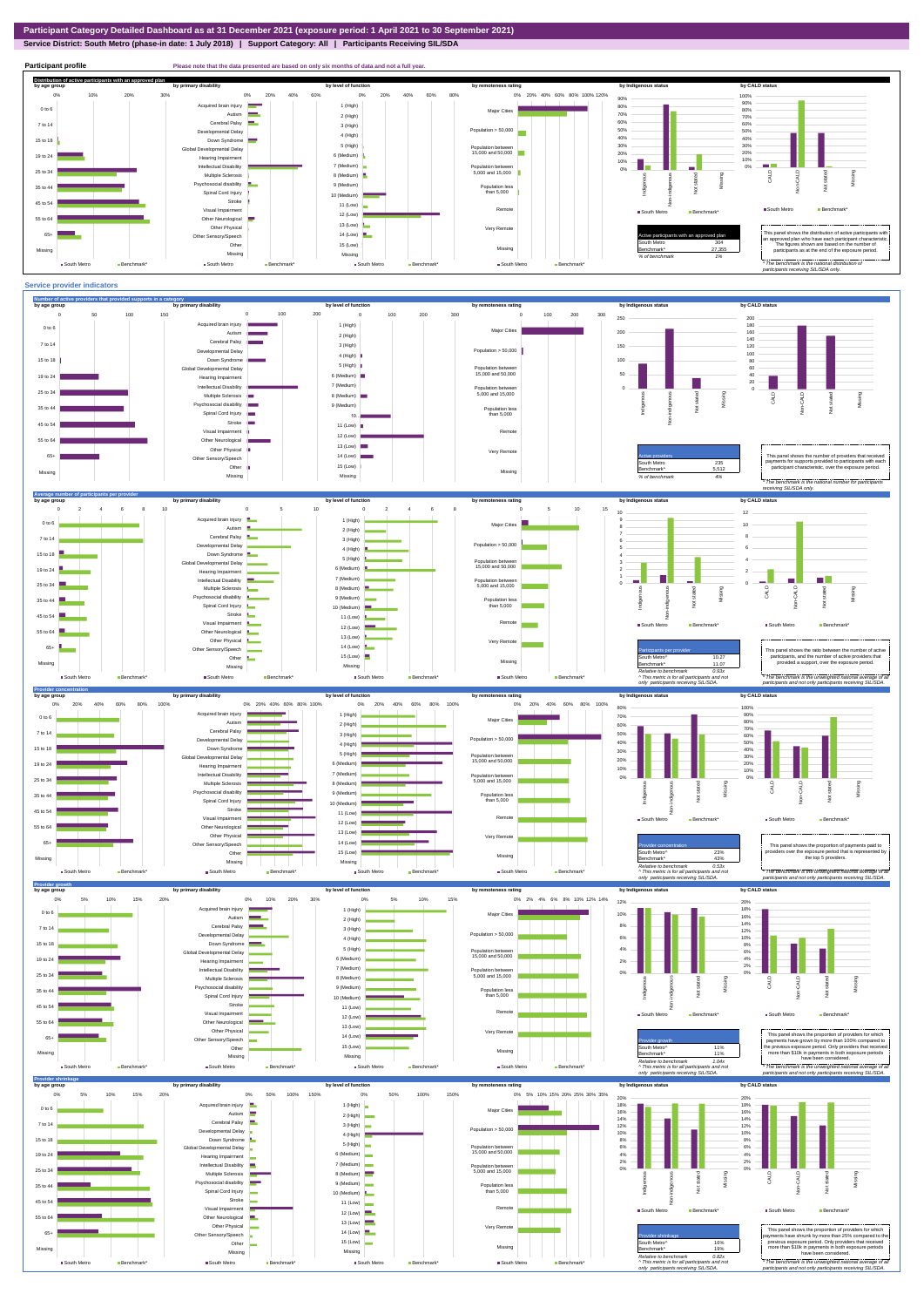# Participant Category Detailed Dashboard as at 31 December 2021 (exposure period: 1 April 2021 to 30 September 2021)

**Service District: South Metro (phase-in date: 1 July 2018) | Support Category: All | Participants Receiving SIL/SDA**

## Participant profile

Please note that the data presented are based on only six months of data and not a full year.

### Distribution of active participants with an approved plan

| Active participants with an approved plan | |
|---|---|
| South Metro | 304 |
| Benchmark* | 27,355 |
| % of benchmark | 1% |

This panel shows the distribution of active participants with an approved plan who have each participant characteristic. The figures shown are based on the number of participants as at the end of the exposure period.

* The benchmark is the national distribution of participants receiving SIL/SDA only.

## Service provider indicators

### Number of active providers that provided supports in a category

| Active providers | |
|---|---|
| South Metro | 235 |
| Benchmark* | 5,512 |
| % of benchmark | 4% |

This panel shows the number of providers that received payments for supports provided to participants with each participant characteristic, over the exposure period.

* The benchmark is the national number for participants receiving SIL/SDA only.

### Average number of participants per provider

| Participants per provider | |
|---|---|
| South Metro^ | 10.27 |
| Benchmark* | 11.07 |
| Relative to benchmark | 0.93x |

^ This metric is for all participants and not only participants receiving SIL/SDA.

This panel shows the ratio between the number of active participants, and the number of active providers that provided a support, over the exposure period.

* The benchmark is the unweighted national average of all participants and not only participants receiving SIL/SDA.

### Provider concentration

| Provider concentration | |
|---|---|
| South Metro^ | 23% |
| Benchmark* | 43% |
| Relative to benchmark | 0.53x |

^ This metric is for all participants and not only participants receiving SIL/SDA.

This panel shows the proportion of payments paid to providers over the exposure period that is represented by the top 5 providers.

* The benchmark is the unweighted national average of all participants and not only participants receiving SIL/SDA.

### Provider growth

| Provider growth | |
|---|---|
| South Metro^ | 11% |
| Benchmark* | 11% |
| Relative to benchmark | 1.04x |

^ This metric is for all participants and not only participants receiving SIL/SDA.

This panel shows the proportion of providers for which payments have grown by more than 100% compared to the previous exposure period. Only providers that received more than $10k in payments in both exposure periods have been considered.

* The benchmark is the unweighted national average of all participants and not only participants receiving SIL/SDA.

### Provider shrinkage

| Provider shrinkage | |
|---|---|
| South Metro^ | 16% |
| Benchmark* | 19% |
| Relative to benchmark | 0.82x |

^ This metric is for all participants and not only participants receiving SIL/SDA.

This panel shows the proportion of providers for which payments have shrunk by more than 25% compared to the previous exposure period. Only providers that received more than $10k in payments in both exposure periods have been considered.

* The benchmark is the unweighted national average of all participants and not only participants receiving SIL/SDA.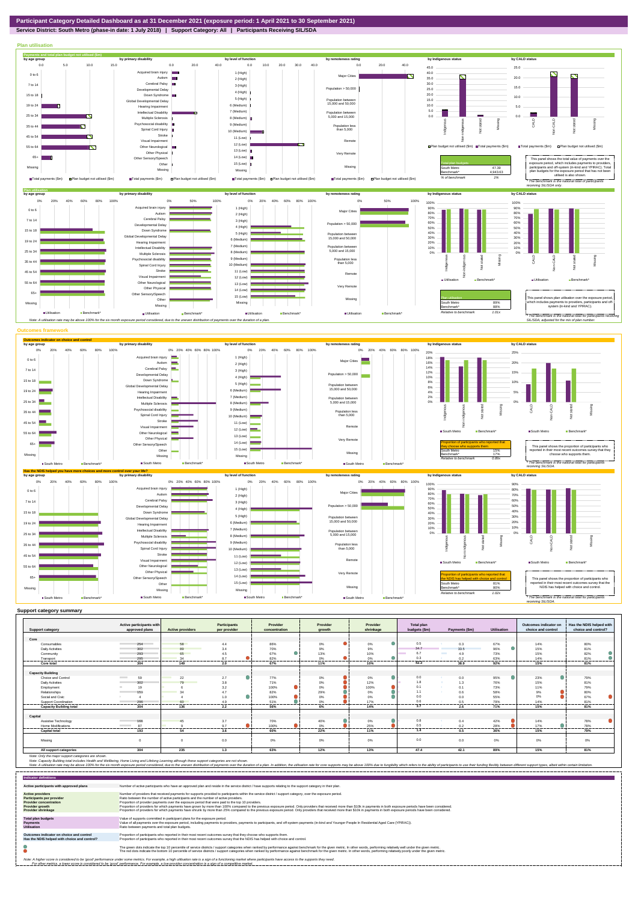# Participant Category Detailed Dashboard as at 31 December 2021 (exposure period: 1 April 2021 to 30 September 2021)

**Service District: South Metro (phase-in date: 1 July 2018) | Support Category: All | Participants Receiving SIL/SDA**

## Plan utilisation

### Payments and total plan budget not utilised ($m)

| Total plan budgets | |
|---|---|
| South Metro | 47.39 |
| Benchmark* | 4,943.63 |
| % of benchmark | 1% |

This panel shows the total value of payments over the exposure period, which includes payments to providers, participants and off-system (in-kind and YPIRAC). Total plan budgets for the exposure period that has not been utilised is also shown.

*The benchmark is the national total for participants receiving SIL/SDA only.

### Plan utilisation

| Plan utilisation | |
|---|---|
| South Metro | 89% |
| Benchmark* | 88% |
| Relative to benchmark | 1.01x |

This panel shows plan utilisation over the exposure period, which includes payments to providers, participants and off-system (in-kind and YPIRAC).

*The benchmark is the national total for participants receiving SIL/SDA, adjusted for the mix of plan number.

Note: A utilisation rate may be above 100% for the six month exposure period considered, due to the uneven distribution of payments over the duration of a plan.

## Outcomes framework

### Outcomes indicator on choice and control

| Proportion of participants who reported that they choose who supports them | |
|---|---|
| South Metro | 15% |
| Benchmark* | 17% |
| Relative to benchmark | 0.89x |

This panel shows the proportion of participants who reported in their most recent outcomes survey that they choose who supports them.

*The benchmark is the national total for participants receiving SIL/SDA.

### Has the NDIS helped you have more choices and more control over your life?

| Proportion of participants who reported that the NDIS has helped with choice and control | |
|---|---|
| South Metro | 81% |
| Benchmark* | 80% |
| Relative to benchmark | 1.02x |

This panel shows the proportion of participants who reported in their most recent outcomes survey that the NDIS has helped with choice and control.

*The benchmark is the national total for participants receiving SIL/SDA.

## Support category summary

| Support category | Active participants with approved plans | Active providers | Participants per provider | Provider concentration | Provider growth | Provider shrinkage | Total plan budgets ($m) | Payments ($m) | Utilisation | Outcomes indicator on choice and control | Has the NDIS helped with choice and control? |
|---|---|---|---|---|---|---|---|---|---|---|---|
| **Core** | | | | | | | | | | | |
| Consumables | 254 | 58 | 4.4 | 86% | 0% | 0% | 0.5 | 0.3 | 67% | 14% | 80% |
| Daily Activities | 302 | 89 | 3.4 | 70% | 9% | 9% | 34.7 | 33.5 | 96% | 15% | 81% |
| Community | 293 | 65 | 4.5 | 67% | 13% | 10% | 6.7 | 4.9 | 73% | 15% | 82% |
| Transport | 295 | 34 | 8.7 | 82% | 0% | 0% | 0.3 | 0.2 | 63% | 14% | 81% |
| **Core total** | **304** | **149** | **2.0** | **67%** | **11%** | **10%** | **42.3** | **38.9** | **92%** | **15%** | **81%** |
| **Capacity Building** | | | | | | | | | | | |
| Choice and Control | 59 | 22 | 2.7 | 77% | 0% | 0% | 0.0 | 0.0 | 95% | 23% | 79% |
| Daily Activities | 302 | 79 | 3.8 | 71% | 0% | 12% | 1.8 | 1.3 | 76% | 15% | 81% |
| Employment | 19 | 6 | 3.2 | 100% | 0% | 100% | 0.1 | 0.1 | 73% | 11% | 79% |
| Relationships | 153 | 34 | 4.7 | 82% | 29% | 0% | 1.1 | 0.6 | 58% | 9% | 80% |
| Social and Civic | 4 | 4 | 1.0 | 100% | 0% | 0% | 0.0 | 0.0 | 55% | 0% | 67% |
| Support Coordination | 296 | 60 | 4.9 | 51% | 0% | 17% | 0.6 | 0.5 | 79% | 14% | 81% |
| **Capacity Building total** | **304** | **136** | **2.2** | **56%** | **6%** | **14%** | **3.7** | **2.6** | **71%** | **15%** | **81%** |
| **Capital** | | | | | | | | | | | |
| Assistive Technology | 168 | 45 | 3.7 | 70% | 40% | 0% | 0.8 | 0.4 | 42% | 14% | 78% |
| Home Modifications | 87 | 9 | 9.7 | 100% | 0% | 25% | 0.5 | 0.2 | 28% | 17% | 78% |
| **Capital total** | **192** | **54** | **3.6** | **60%** | **22%** | **11%** | **1.4** | **0.5** | **36%** | **15%** | **79%** |
| Missing | 0 | 0 | 0.0 | 0% | 0% | 0% | 0.0 | 0.0 | 0% | 0% | 0% |
| **All support categories** | **304** | **235** | **1.3** | **63%** | **12%** | **13%** | **47.4** | **42.1** | **89%** | **15%** | **81%** |

Note: Only the major support categories are shown.

Note: Capacity Building total includes Health and Wellbeing, Home Living and Lifelong Learning although these support categories are not shown.

Note: A utilisation rate may be above 100% for the six month exposure period considered, due to the uneven distribution of payments over the duration of a plan. In addition, the utilisation rate for core supports may be above 100% due to fungibility which refers to the ability of participants to use their funding flexibly between different support types, albeit within certain limitation.

## Indicator definitions

| Indicator | Definition |
|---|---|
| **Active participants with approved plans** | Number of active participants who have an approved plan and reside in the service district / have supports relating to the support category in their plan. |
| **Active providers** | Number of providers that received payments for supports provided to participants within the service district / support category, over the exposure period. |
| **Participants per provider** | Ratio between the number of active participants and the number of active providers. |
| **Provider concentration** | Proportion of provider payments over the exposure period that were paid to the top 10 providers. |
| **Provider growth** | Proportion of providers for which payments have grown by more than 100% compared to the previous exposure period. Only providers that received more than $10k in payments in both exposure periods have been considered. |
| **Provider shrinkage** | Proportion of providers for which payments have shrunk by more than 25% compared to the previous exposure period. Only providers that received more than $10k in payments in both exposure periods have been considered. |
| **Total plan budgets** | Value of supports committed in participant plans for the exposure period. |
| **Payments** | Value of all payments over the exposure period, including payments to providers, payments to participants, and off-system payments (in-kind and Younger People In Residential Aged Care (YPIRAC)). |
| **Utilisation** | Ratio between payments and total plan budgets. |
| **Outcomes indicator on choice and control** | Proportion of participants who reported in their most recent outcomes survey that they choose who supports them. |
| **Has the NDIS helped with choice and control?** | Proportion of participants who reported in their most recent outcomes survey that the NDIS has helped with choice and control. |

The green dots indicate the top 10 percentile of service districts / support categories when ranked by performance against benchmark for the given metric. In other words, performing relatively well under the given metric.
The red dots indicate the bottom 10 percentile of service districts / support categories when ranked by performance against benchmark for the given metric. In other words, performing relatively poorly under the given metric.

Note: A higher score is considered to be 'good' performance under some metrics. For example, a high utilisation rate is a sign of a functioning market where participants have access to the supports they need.
For other metrics, a lower score is considered to be 'good' performance. For example, a low provider concentration is a sign of a competitive market.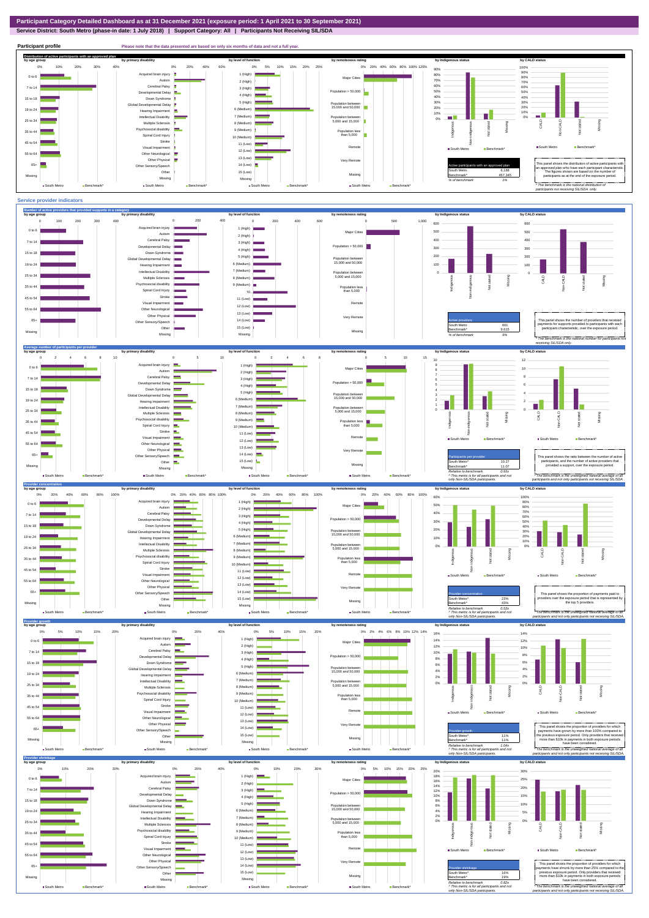# Participant Category Detailed Dashboard as at 31 December 2021 (exposure period: 1 April 2021 to 30 September 2021)

**Service District: South Metro (phase-in date: 1 July 2018) | Support Category: All | Participants Not Receiving SIL/SDA**

## Participant profile

Please note that the data presented are based on only six months of data and not a full year.

### Distribution of active participants with an approved plan

| Active participants with an approved plan | |
|---|---|
| South Metro | 6,188 |
| Benchmark* | 457,345 |
| % of benchmark | 1% |

This panel shows the distribution of active participants with an approved plan who have each participant characteristic. The figures shown are based on the number of participants as at the end of the exposure period.

\* The benchmark is the national distribution of participants not receiving SIL/SDA only.

## Service provider indicators

### Number of active providers that provided supports in a category

| Active providers | |
|---|---|
| South Metro | 601 |
| Benchmark* | 9,615 |
| % of benchmark | 6% |

This panel shows the number of providers that received payments for supports provided to participants with each participant characteristic, over the exposure period.

\* The benchmark is the national number for participants not receiving SIL/SDA only.

### Average number of participants per provider

| Participants per provider | |
|---|---|
| South Metro^ | 10.27 |
| Benchmark^ | 11.07 |
| Relative to benchmark | 0.93x |

^ This metric is for all participants and not only Non-SIL/SDA participants.

This panel shows the ratio between the number of active participants, and the number of active providers that provided a support, over the exposure period.

\* The benchmark is the unweighted national average of all participants and not only participants not receiving SIL/SDA.

### Provider concentration

| Provider concentration | |
|---|---|
| South Metro^ | 23% |
| Benchmark^ | 43% |
| Relative to benchmark | 0.53x |

^ This metric is for all participants and not only Non-SIL/SDA participants.

This panel shows the proportion of payments paid to providers over the exposure period that is represented by the top 5 providers.

\* The benchmark is the unweighted national average of all participants and not only participants not receiving SIL/SDA.

### Provider growth

| Provider growth | |
|---|---|
| South Metro^ | 11% |
| Benchmark^ | 11% |
| Relative to benchmark | 1.04x |

^ This metric is for all participants and not only Non-SIL/SDA participants.

This panel shows the proportion of providers for which payments have grown by more than 100% compared to the previous exposure period. Only providers that received more than $10k in payments in both exposure periods have been considered.

\* The benchmark is the unweighted national average of all participants and not only participants not receiving SIL/SDA.

### Provider shrinkage

| Provider shrinkage | |
|---|---|
| South Metro^ | 16% |
| Benchmark^ | 19% |
| Relative to benchmark | 0.82x |

^ This metric is for all participants and not only Non-SIL/SDA participants.

This panel shows the proportion of providers for which payments have shrunk by more than 25% compared to the previous exposure period. Only providers that received more than $10k in payments in both exposure periods have been considered.

\* The benchmark is the unweighted national average of all participants and not only participants not receiving SIL/SDA.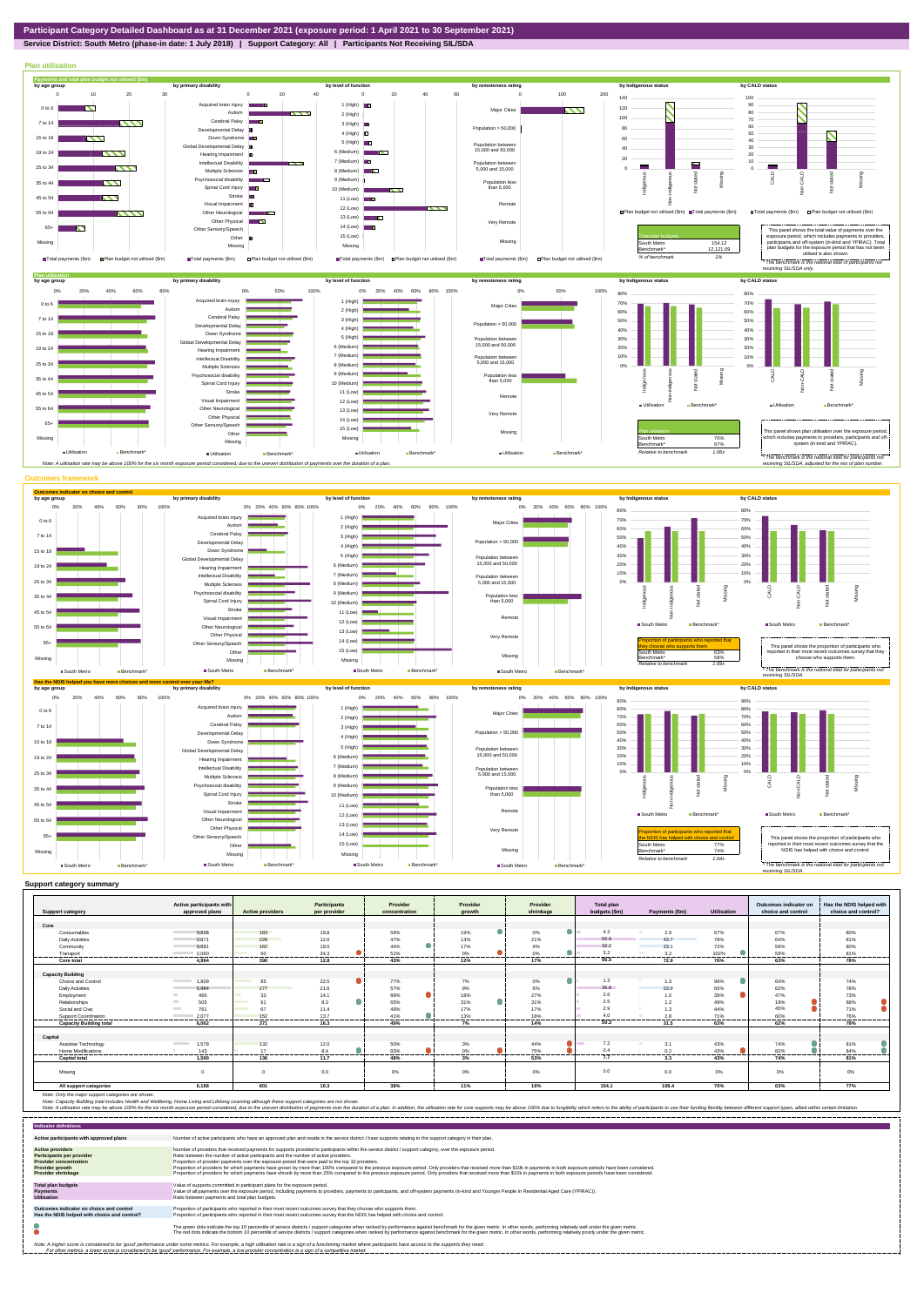# Participant Category Detailed Dashboard as at 31 December 2021 (exposure period: 1 April 2021 to 30 September 2021)

**Service District: South Metro (phase-in date: 1 July 2018) | Support Category: All | Participants Not Receiving SIL/SDA**

## Plan utilisation

### Payments and total plan budget not utilised ($m)

by age group · by primary disability · by level of function · by remoteness rating · by Indigenous status · by CALD status

Total payments ($m) · Plan budget not utilised ($m)

| Total plan budgets | |
|---|---|
| South Metro | 154.12 |
| Benchmark* | 12,121.09 |
| % of benchmark | 1% |

This panel shows the total value of payments over the exposure period, which includes payments to providers, participants and off-system (in-kind and YPIRAC). Total plan budgets for the exposure period that has not been utilised is also shown.

*The benchmark is the national total for participants not receiving SIL/SDA only.

### Plan utilisation

by age group · by primary disability · by level of function · by remoteness rating · by Indigenous status · by CALD status

Utilisation · Benchmark*

| Plan utilisation | |
|---|---|
| South Metro | 70% |
| Benchmark* | 67% |
| Relative to benchmark | 1.06x |

This panel shows plan utilisation over the exposure period, which includes payments to providers, participants and off-system (in-kind and YPIRAC).

*The benchmark is the national total for participants not receiving SIL/SDA, adjusted for the mix of plan number.

Note: A utilisation rate may be above 100% for the six month exposure period considered, due to the uneven distribution of payments over the duration of a plan.

## Outcomes framework

### Outcomes indicator on choice and control

by age group · by primary disability · by level of function · by remoteness rating · by Indigenous status · by CALD status

South Metro · Benchmark*

| Proportion of participants who reported that they choose who supports them | |
|---|---|
| South Metro | 63% |
| Benchmark* | 58% |
| Relative to benchmark | 1.09x |

This panel shows the proportion of participants who reported in their most recent outcomes survey that they choose who supports them.

*The benchmark is the national total for participants not receiving SIL/SDA.

### Has the NDIS helped you have more choices and more control over your life?

by age group · by primary disability · by level of function · by remoteness rating · by Indigenous status · by CALD status

South Metro · Benchmark*

| Proportion of participants who reported that the NDIS has helped with choice and control | |
|---|---|
| South Metro | 77% |
| Benchmark* | 74% |
| Relative to benchmark | 1.04x |

This panel shows the proportion of participants who reported in their most recent outcomes survey that the NDIS has helped with choice and control.

*The benchmark is the national total for participants not receiving SIL/SDA.

## Support category summary

| Support category | Active participants with approved plans | Active providers | Participants per provider | Provider concentration | Provider growth | Provider shrinkage | Total plan budgets ($m) | Payments ($m) | Utilisation | Outcomes indicator on choice and control | Has the NDIS helped with choice and control? |
|---|---|---|---|---|---|---|---|---|---|---|---|
| **Core** | | | | | | | | | | | |
| Consumables | 3,638 | 183 | 19.8 | 59% | 19% | 0% | 4.2 | 2.9 | 67% | 67% | 80% |
| Daily Activities | 2,871 | 228 | 12.6 | 47% | 13% | 21% | 55.9 | 43.7 | 78% | 64% | 81% |
| Community | 3,081 | 162 | 19.0 | 44% | 17% | 9% | 32.2 | 23.1 | 72% | 59% | 80% |
| Transport | 2,060 | 60 | 34.3 | 51% | 0% | 0% | 3.2 | 3.2 | 102% | 59% | 81% |
| **Core total** | **4,994** | **390** | **12.8** | **43%** | **12%** | **17%** | **95.5** | **72.9** | **76%** | **63%** | **78%** |
| **Capacity Building** | | | | | | | | | | | |
| Choice and Control | 1,909 | 85 | 22.5 | 77% | 7% | 0% | 1.3 | 1.3 | 96% | 64% | 74% |
| Daily Activities | 5,984 | 277 | 21.6 | 57% | 9% | 6% | 36.8 | 23.9 | 65% | 62% | 78% |
| Employment | 466 | 33 | 14.1 | 89% | 18% | 27% | 2.6 | 1.0 | 39% | 47% | 73% |
| Relationships | 505 | 61 | 8.3 | 65% | 31% | 31% | 2.5 | 1.2 | 49% | 19% | 66% |
| Social and Civic | 761 | 67 | 11.4 | 49% | 17% | 17% | 2.9 | 1.3 | 44% | 45% | 71% |
| Support Coordination | 2,077 | 152 | 13.7 | 41% | 13% | 18% | 4.0 | 2.8 | 71% | 60% | 76% |
| **Capacity Building total** | **6,062** | **371** | **16.3** | **49%** | **7%** | **14%** | **50.3** | **31.5** | **63%** | **62%** | **78%** |
| **Capital** | | | | | | | | | | | |
| Assistive Technology | 1,578 | 132 | 12.0 | 50% | 3% | 44% | 7.2 | 3.1 | 43% | 74% | 81% |
| Home Modifications | 143 | 17 | 8.4 | 93% | 0% | 75% | 0.4 | 0.2 | 43% | 82% | 84% |
| **Capital total** | **1,590** | **136** | **11.7** | **48%** | **3%** | **53%** | **7.7** | **3.3** | **43%** | **74%** | **81%** |
| Missing | 0 | 0 | 0.0 | 0% | 0% | 0% | 0.0 | 0.0 | 0% | 0% | 0% |
| **All support categories** | **6,188** | **601** | **10.3** | **38%** | **11%** | **19%** | **154.1** | **108.4** | **70%** | **63%** | **77%** |

Note: Only the major support categories are shown.

Note: Capacity Building total includes Health and Wellbeing, Home Living and Lifelong Learning although these support categories are not shown.

Note: A utilisation rate may be above 100% for the six month exposure period considered, due to the uneven distribution of payments over the duration of a plan. In addition, the utilisation rate for core supports may be above 100% due to fungibility which refers to the ability of participants to use their funding flexibly between different support types, albeit within certain limitation.

## Indicator definitions

| | |
|---|---|
| Active participants with approved plans | Number of active participants who have an approved plan and reside in the service district / have supports relating to the support category in their plan. |
| Active providers | Number of providers that received payments for supports provided to participants within the service district / support category, over the exposure period. |
| Participants per provider | Ratio between the number of active participants and the number of active providers. |
| Provider concentration | Proportion of provider payments over the exposure period that were paid to the top 10 providers. |
| Provider growth | Proportion of providers for which payments have grown by more than 100% compared to the previous exposure period. Only providers that received more than $10k in payments in both exposure periods have been considered. |
| Provider shrinkage | Proportion of providers for which payments have shrunk by more than 25% compared to the previous exposure period. Only providers that received more than $10k in payments in both exposure periods have been considered. |
| Total plan budgets | Value of supports committed in participant plans for the exposure period. |
| Payments | Value of all payments over the exposure period, including payments to providers, payments to participants, and off-system payments (in-kind and Younger People In Residential Aged Care (YPIRAC)). |
| Utilisation | Ratio between payments and total plan budgets. |
| Outcomes indicator on choice and control | Proportion of participants who reported in their most recent outcomes survey that they choose who supports them. |
| Has the NDIS helped with choice and control? | Proportion of participants who reported in their most recent outcomes survey that the NDIS has helped with choice and control. |

The green dots indicate the top 10 percentile of service districts / support categories when ranked by performance against benchmark for the given metric. In other words, performing relatively well under the given metric.
The red dots indicate the bottom 10 percentile of service districts / support categories when ranked by performance against benchmark for the given metric. In other words, performing relatively poorly under the given metric.

Note: A higher score is considered to be 'good' performance under some metrics. For example, a high utilisation rate is a sign of a functioning market where participants have access to the supports they need.
For other metrics, a lower score is considered to be 'good' performance. For example, a low provider concentration is a sign of a competitive market.